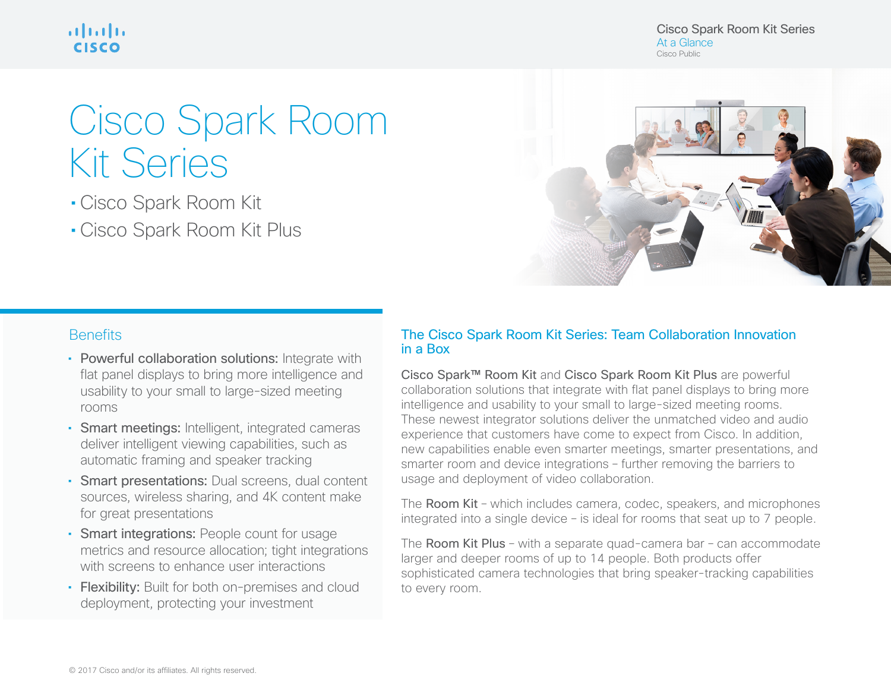# Cisco Spark Room Kit Series

- Cisco Spark Room Kit
- Cisco Spark Room Kit Plus

## Benefits

- **Powerful collaboration solutions:** Integrate with flat panel displays to bring more intelligence and usability to your small to large-sized meeting rooms
- **Smart meetings:** Intelligent, integrated cameras deliver intelligent viewing capabilities, such as automatic framing and speaker tracking
- **Smart presentations:** Dual screens, dual content sources, wireless sharing, and 4K content make for great presentations
- **Smart integrations:** People count for usage metrics and resource allocation; tight integrations with screens to enhance user interactions
- **Flexibility:** Built for both on-premises and cloud deployment, protecting your investment

## The Cisco Spark Room Kit Series: Team Collaboration Innovation in a Box

**Cisco Spark™ Room Kit** and **Cisco Spark Room Kit Plus** are powerful collaboration solutions that integrate with flat panel displays to bring more intelligence and usability to your small to large-sized meeting rooms. These newest integrator solutions deliver the unmatched video and audio experience that customers have come to expect from Cisco. In addition, new capabilities enable even smarter meetings, smarter presentations, and smarter room and device integrations – further removing the barriers to usage and deployment of video collaboration.

The **Room Kit** – which includes camera, codec, speakers, and microphones integrated into a single device – is ideal for rooms that seat up to 7 people.

The **Room Kit Plus** – with a separate quad-camera bar – can accommodate larger and deeper rooms of up to 14 people. Both products offer sophisticated camera technologies that bring speaker-tracking capabilities to every room.

© 2017 Cisco and/or its affiliates. All rights reserved.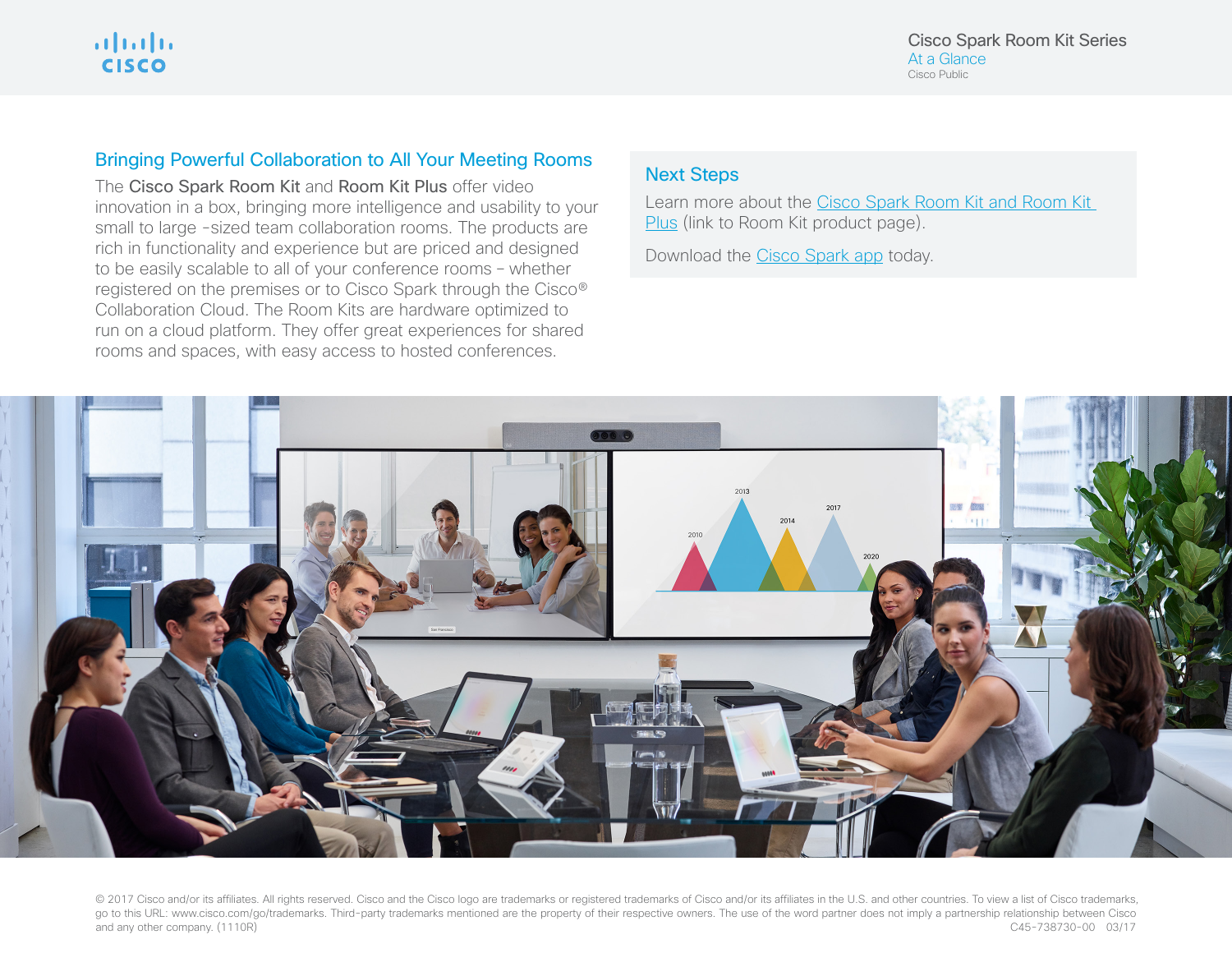## Bringing Powerful Collaboration to All Your Meeting Rooms

The **Cisco Spark Room Kit** and **Room Kit Plus** offer video innovation in a box, bringing more intelligence and usability to your small to large -sized team collaboration rooms. The products are rich in functionality and experience but are priced and designed to be easily scalable to all of your conference rooms – whether registered on the premises or to Cisco Spark through the Cisco® Collaboration Cloud. The Room Kits are hardware optimized to run on a cloud platform. They offer great experiences for shared rooms and spaces, with easy access to hosted conferences.

## Next Steps

Learn more about the Cisco Spark Room Kit and Room Kit Plus (link to Room Kit product page).

Download the Cisco Spark app today.

© 2017 Cisco and/or its affiliates. All rights reserved. Cisco and the Cisco logo are trademarks or registered trademarks of Cisco and/or its affiliates in the U.S. and other countries. To view a list of Cisco trademarks, go to this URL: www.cisco.com/go/trademarks. Third-party trademarks mentioned are the property of their respective owners. The use of the word partner does not imply a partnership relationship between Cisco and any other company. (1110R)

C45-738730-00 03/17